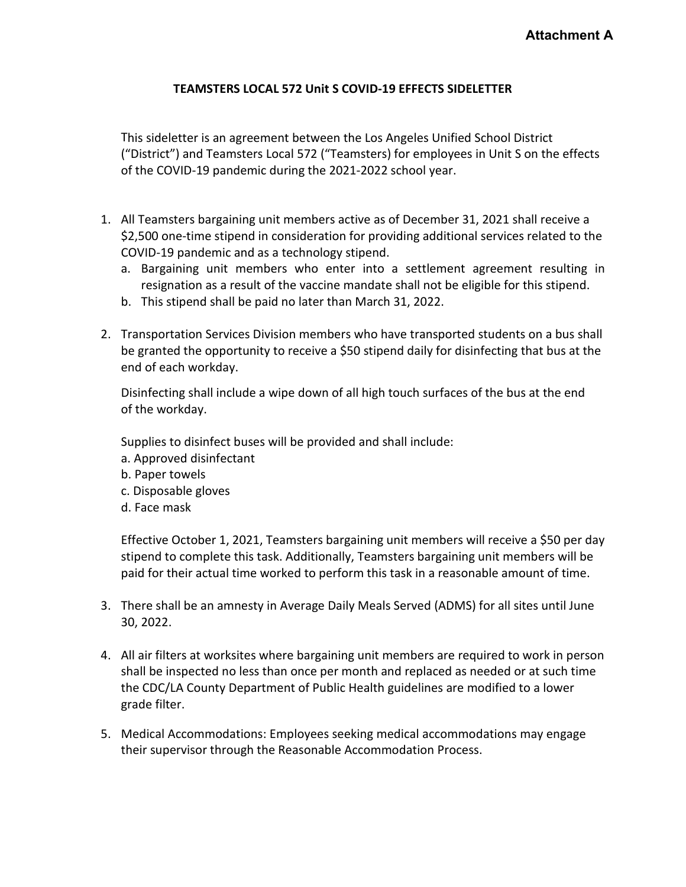**Attachment A**

# TEAMSTERS LOCAL 572 Unit S COVID-19 EFFECTS SIDELETTER

This sideletter is an agreement between the Los Angeles Unified School District ("District") and Teamsters Local 572 ("Teamsters) for employees in Unit S on the effects of the COVID-19 pandemic during the 2021-2022 school year.

1. All Teamsters bargaining unit members active as of December 31, 2021 shall receive a $2,500 one-time stipend in consideration for providing additional services related to the COVID-19 pandemic and as a technology stipend.
   a. Bargaining unit members who enter into a settlement agreement resulting in resignation as a result of the vaccine mandate shall not be eligible for this stipend.
   b. This stipend shall be paid no later than March 31, 2022.

2. Transportation Services Division members who have transported students on a bus shall be granted the opportunity to receive a $50 stipend daily for disinfecting that bus at the end of each workday.

   Disinfecting shall include a wipe down of all high touch surfaces of the bus at the end of the workday.

   Supplies to disinfect buses will be provided and shall include:
   a. Approved disinfectant
   b. Paper towels
   c. Disposable gloves
   d. Face mask

   Effective October 1, 2021, Teamsters bargaining unit members will receive a $50 per day stipend to complete this task. Additionally, Teamsters bargaining unit members will be paid for their actual time worked to perform this task in a reasonable amount of time.

3. There shall be an amnesty in Average Daily Meals Served (ADMS) for all sites until June 30, 2022.

4. All air filters at worksites where bargaining unit members are required to work in person shall be inspected no less than once per month and replaced as needed or at such time the CDC/LA County Department of Public Health guidelines are modified to a lower grade filter.

5. Medical Accommodations: Employees seeking medical accommodations may engage their supervisor through the Reasonable Accommodation Process.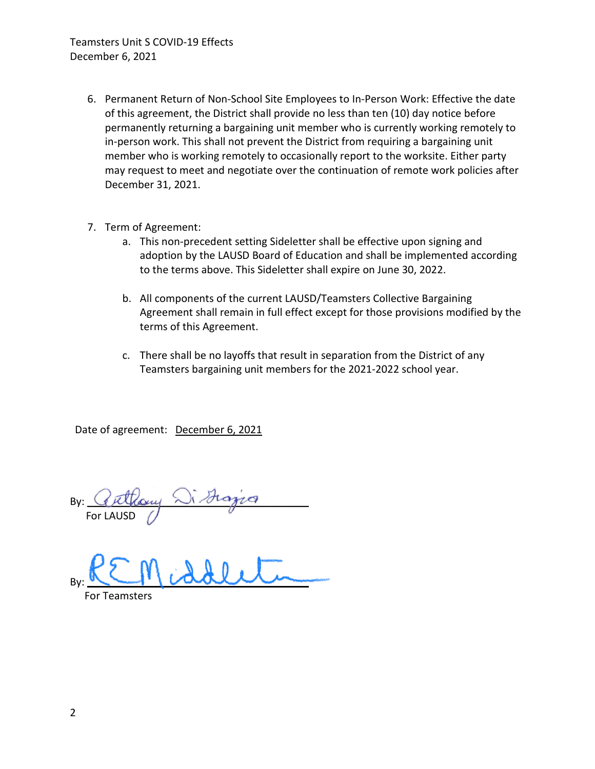6. Permanent Return of Non-School Site Employees to In-Person Work: Effective the date of this agreement, the District shall provide no less than ten (10) day notice before permanently returning a bargaining unit member who is currently working remotely to in-person work. This shall not prevent the District from requiring a bargaining unit member who is working remotely to occasionally report to the worksite. Either party may request to meet and negotiate over the continuation of remote work policies after December 31, 2021.

7. Term of Agreement:
   a. This non-precedent setting Sideletter shall be effective upon signing and adoption by the LAUSD Board of Education and shall be implemented according to the terms above. This Sideletter shall expire on June 30, 2022.

   b. All components of the current LAUSD/Teamsters Collective Bargaining Agreement shall remain in full effect except for those provisions modified by the terms of this Agreement.

   c. There shall be no layoffs that result in separation from the District of any Teamsters bargaining unit members for the 2021-2022 school year.

Date of agreement: December 6, 2021

By: Anthony Di Grazia
For LAUSD

By: R E Middleton
For Teamsters